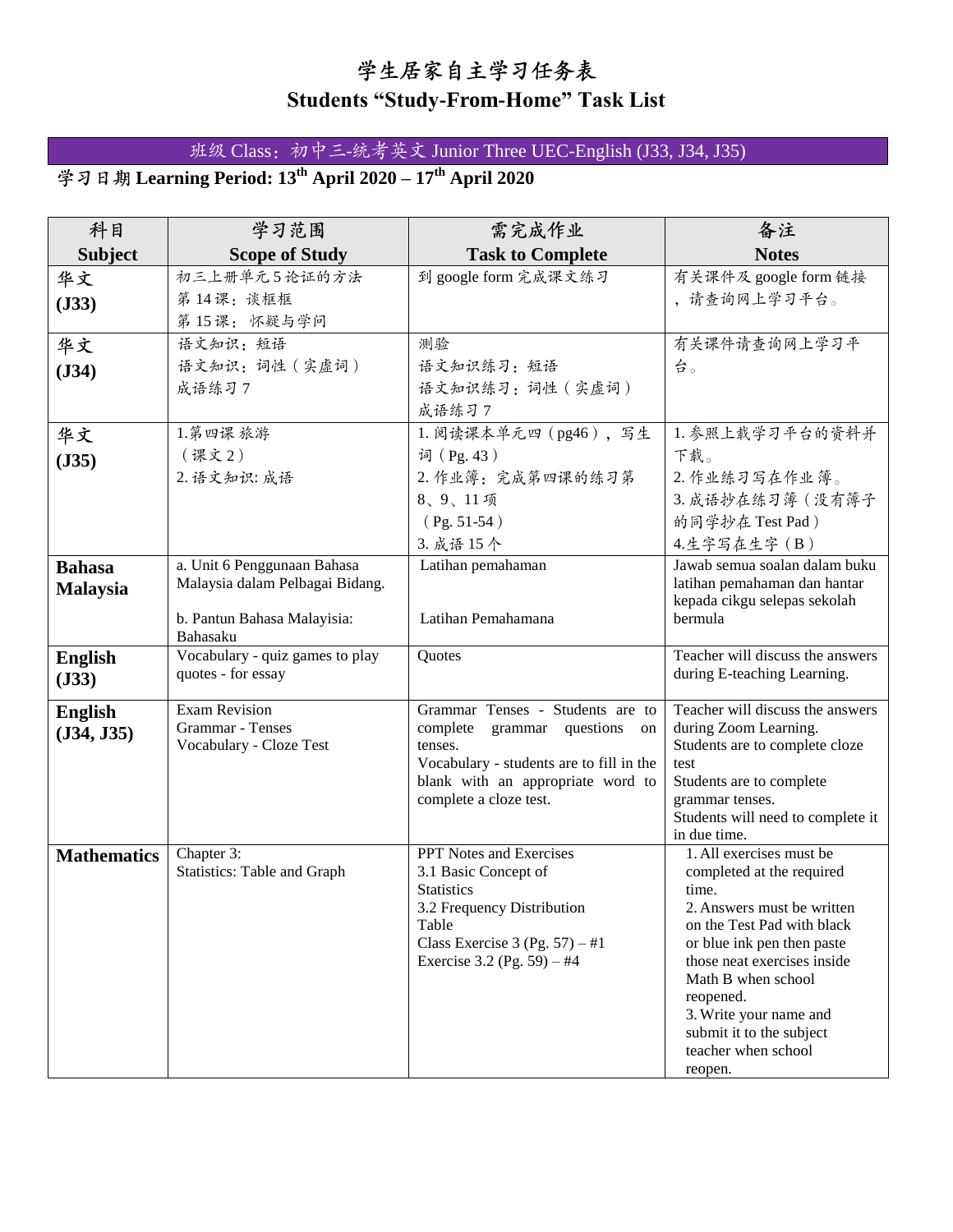# 学生居家自主学习任务表
# Students "Study-From-Home" Task List

班级 Class：初中三-统考英文 Junior Three UEC-English (J33, J34, J35)

**学习日期 Learning Period: 13th April 2020 – 17th April 2020**

| 科目 **Subject** | 学习范围 **Scope of Study** | 需完成作业 **Task to Complete** | 备注 **Notes** |
|---|---|---|---|
| **华文 (J33)** | 初三上册单元5论证的方法<br>第14课：谈框框<br>第15课：怀疑与学问 | 到 google form 完成课文练习 | 有关课件及 google form 链接，请查询网上学习平台。 |
| **华文 (J34)** | 语文知识：短语<br>语文知识：词性（实虚词）<br>成语练习7 | 测验<br>语文知识练习：短语<br>语文知识练习：词性（实虚词）<br>成语练习7 | 有关课件请查询网上学习平台。 |
| **华文 (J35)** | 1.第四课 旅游（课文2）<br>2. 语文知识: 成语 | 1. 阅读课本单元四（pg46），写生词（Pg. 43）<br>2. 作业簿：完成第四课的练习第8、9、11项（Pg. 51-54）<br>3. 成语15个 | 1. 参照上载学习平台的资料并下载。<br>2. 作业练习写在作业簿。<br>3. 成语抄在练习簿（没有簿子的同学抄在 Test Pad）<br>4.生字写在生字（B） |
| **Bahasa Malaysia** | a. Unit 6 Penggunaan Bahasa Malaysia dalam Pelbagai Bidang.<br><br>b. Pantun Bahasa Malayisia: Bahasaku | Latihan pemahaman<br><br>Latihan Pemahamana | Jawab semua soalan dalam buku latihan pemahaman dan hantar kepada cikgu selepas sekolah bermula |
| **English (J33)** | Vocabulary - quiz games to play quotes - for essay | Quotes | Teacher will discuss the answers during E-teaching Learning. |
| **English (J34, J35)** | Exam Revision<br>Grammar - Tenses<br>Vocabulary - Cloze Test | Grammar Tenses - Students are to complete grammar questions on tenses.<br>Vocabulary - students are to fill in the blank with an appropriate word to complete a cloze test. | Teacher will discuss the answers during Zoom Learning.<br>Students are to complete cloze test<br>Students are to complete grammar tenses.<br>Students will need to complete it in due time. |
| **Mathematics** | Chapter 3:<br>Statistics: Table and Graph | PPT Notes and Exercises<br>3.1 Basic Concept of Statistics<br>3.2 Frequency Distribution Table<br>Class Exercise 3 (Pg. 57) – #1<br>Exercise 3.2 (Pg. 59) – #4 | 1. All exercises must be completed at the required time.<br>2. Answers must be written on the Test Pad with black or blue ink pen then paste those neat exercises inside Math B when school reopened.<br>3. Write your name and submit it to the subject teacher when school reopen. |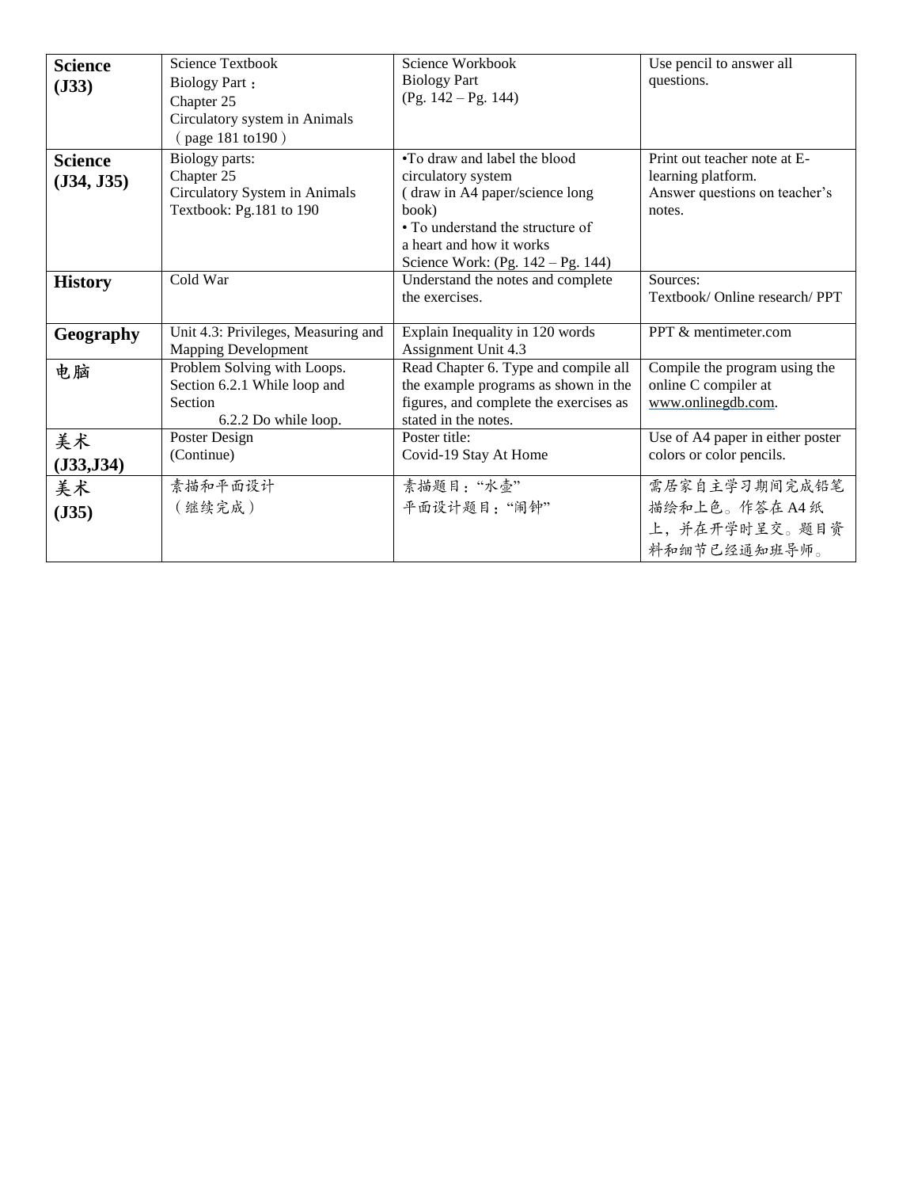| | | | |
|---|---|---|---|
| **Science (J33)** | Science Textbook<br>Biology Part：<br>Chapter 25<br>Circulatory system in Animals<br>（page 181 to190） | Science Workbook<br>Biology Part<br>(Pg. 142 – Pg. 144) | Use pencil to answer all questions. |
| **Science (J34, J35)** | Biology parts:<br>Chapter 25<br>Circulatory System in Animals<br>Textbook: Pg.181 to 190 | •To draw and label the blood circulatory system<br>( draw in A4 paper/science long book)<br>• To understand the structure of a heart and how it works<br>Science Work: (Pg. 142 – Pg. 144) | Print out teacher note at E-learning platform.<br>Answer questions on teacher's notes. |
| **History** | Cold War | Understand the notes and complete the exercises. | Sources:<br>Textbook/ Online research/ PPT |
| **Geography** | Unit 4.3: Privileges, Measuring and Mapping Development | Explain Inequality in 120 words<br>Assignment Unit 4.3 | PPT & mentimeter.com |
| **电脑** | Problem Solving with Loops.<br>Section 6.2.1 While loop and Section<br>6.2.2 Do while loop. | Read Chapter 6. Type and compile all the example programs as shown in the figures, and complete the exercises as stated in the notes. | Compile the program using the online C compiler at www.onlinegdb.com. |
| **美术 (J33,J34)** | Poster Design<br>(Continue) | Poster title:<br>Covid-19 Stay At Home | Use of A4 paper in either poster colors or color pencils. |
| **美术 (J35)** | 素描和平面设计<br>（继续完成） | 素描题目："水壶"<br>平面设计题目："闹钟" | 需居家自主学习期间完成铅笔描绘和上色。作答在A4纸上，并在开学时呈交。题目资料和细节已经通知班导师。 |